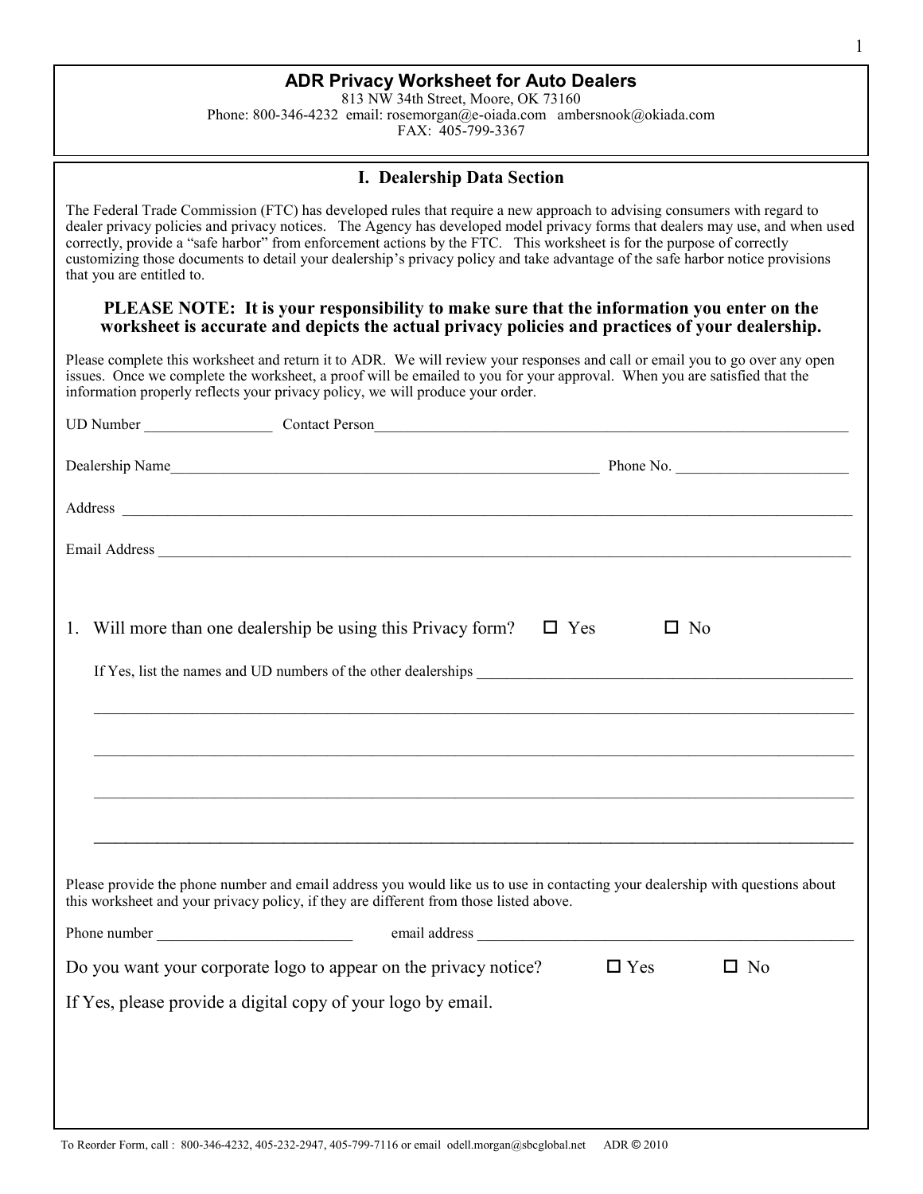# ADR Privacy Worksheet for Auto Dealers

813 NW 34th Street, Moore, OK 73160
Phone: 800-346-4232 email: rosemorgan@e-oiada.com ambersnook@okiada.com
FAX: 405-799-3367

## I. Dealership Data Section

The Federal Trade Commission (FTC) has developed rules that require a new approach to advising consumers with regard to dealer privacy policies and privacy notices. The Agency has developed model privacy forms that dealers may use, and when used correctly, provide a "safe harbor" from enforcement actions by the FTC. This worksheet is for the purpose of correctly customizing those documents to detail your dealership's privacy policy and take advantage of the safe harbor notice provisions that you are entitled to.

**PLEASE NOTE: It is your responsibility to make sure that the information you enter on the worksheet is accurate and depicts the actual privacy policies and practices of your dealership.**

Please complete this worksheet and return it to ADR. We will review your responses and call or email you to go over any open issues. Once we complete the worksheet, a proof will be emailed to you for your approval. When you are satisfied that the information properly reflects your privacy policy, we will produce your order.

UD Number _________________ Contact Person_________________________________________

Dealership Name_________________________________________ Phone No. _______________________

Address _________________________________________________________________________

Email Address ____________________________________________________________________

1. Will more than one dealership be using this Privacy form? ☐ Yes ☐ No

   If Yes, list the names and UD numbers of the other dealerships ______________________________

   ___________________________________________________________________________

   ___________________________________________________________________________

   ___________________________________________________________________________

   ___________________________________________________________________________

Please provide the phone number and email address you would like us to use in contacting your dealership with questions about this worksheet and your privacy policy, if they are different from those listed above.

Phone number __________________________ email address ______________________________________

Do you want your corporate logo to appear on the privacy notice? ☐ Yes ☐ No

If Yes, please provide a digital copy of your logo by email.

To Reorder Form, call : 800-346-4232, 405-232-2947, 405-799-7116 or email odell.morgan@sbcglobal.net ADR © 2010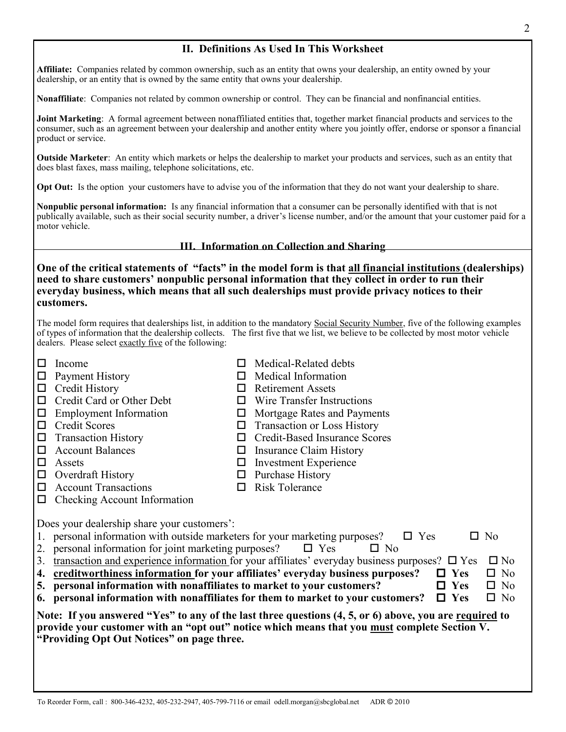## II. Definitions As Used In This Worksheet

**Affiliate:** Companies related by common ownership, such as an entity that owns your dealership, an entity owned by your dealership, or an entity that is owned by the same entity that owns your dealership.

**Nonaffiliate**: Companies not related by common ownership or control. They can be financial and nonfinancial entities.

**Joint Marketing**: A formal agreement between nonaffiliated entities that, together market financial products and services to the consumer, such as an agreement between your dealership and another entity where you jointly offer, endorse or sponsor a financial product or service.

**Outside Marketer**: An entity which markets or helps the dealership to market your products and services, such as an entity that does blast faxes, mass mailing, telephone solicitations, etc.

**Opt Out:** Is the option your customers have to advise you of the information that they do not want your dealership to share.

**Nonpublic personal information:** Is any financial information that a consumer can be personally identified with that is not publically available, such as their social security number, a driver's license number, and/or the amount that your customer paid for a motor vehicle.

## III. Information on Collection and Sharing

**One of the critical statements of "facts" in the model form is that all financial institutions (dealerships) need to share customers' nonpublic personal information that they collect in order to run their everyday business, which means that all such dealerships must provide privacy notices to their customers.**

The model form requires that dealerships list, in addition to the mandatory Social Security Number, five of the following examples of types of information that the dealership collects. The first five that we list, we believe to be collected by most motor vehicle dealers. Please select exactly five of the following:

- ☐ Income
- ☐ Payment History
- ☐ Credit History
- ☐ Credit Card or Other Debt
- ☐ Employment Information
- ☐ Credit Scores
- ☐ Transaction History
- ☐ Account Balances
- ☐ Assets
- ☐ Overdraft History
- ☐ Account Transactions
- ☐ Checking Account Information
- ☐ Medical-Related debts
- ☐ Medical Information
- ☐ Retirement Assets
- ☐ Wire Transfer Instructions
- ☐ Mortgage Rates and Payments
- ☐ Transaction or Loss History
- ☐ Credit-Based Insurance Scores
- ☐ Insurance Claim History
- ☐ Investment Experience
- ☐ Purchase History
- ☐ Risk Tolerance

Does your dealership share your customers':

1. personal information with outside marketers for your marketing purposes? ☐ Yes ☐ No
2. personal information for joint marketing purposes? ☐ Yes ☐ No
3. transaction and experience information for your affiliates' everyday business purposes? ☐ Yes ☐ No
4. **creditworthiness information for your affiliates' everyday business purposes? ☐ Yes** ☐ No
5. **personal information with nonaffiliates to market to your customers? ☐ Yes** ☐ No
6. **personal information with nonaffiliates for them to market to your customers? ☐ Yes** ☐ No

**Note: If you answered "Yes" to any of the last three questions (4, 5, or 6) above, you are required to provide your customer with an "opt out" notice which means that you must complete Section V. "Providing Opt Out Notices" on page three.**

To Reorder Form, call : 800-346-4232, 405-232-2947, 405-799-7116 or email odell.morgan@sbcglobal.net ADR © 2010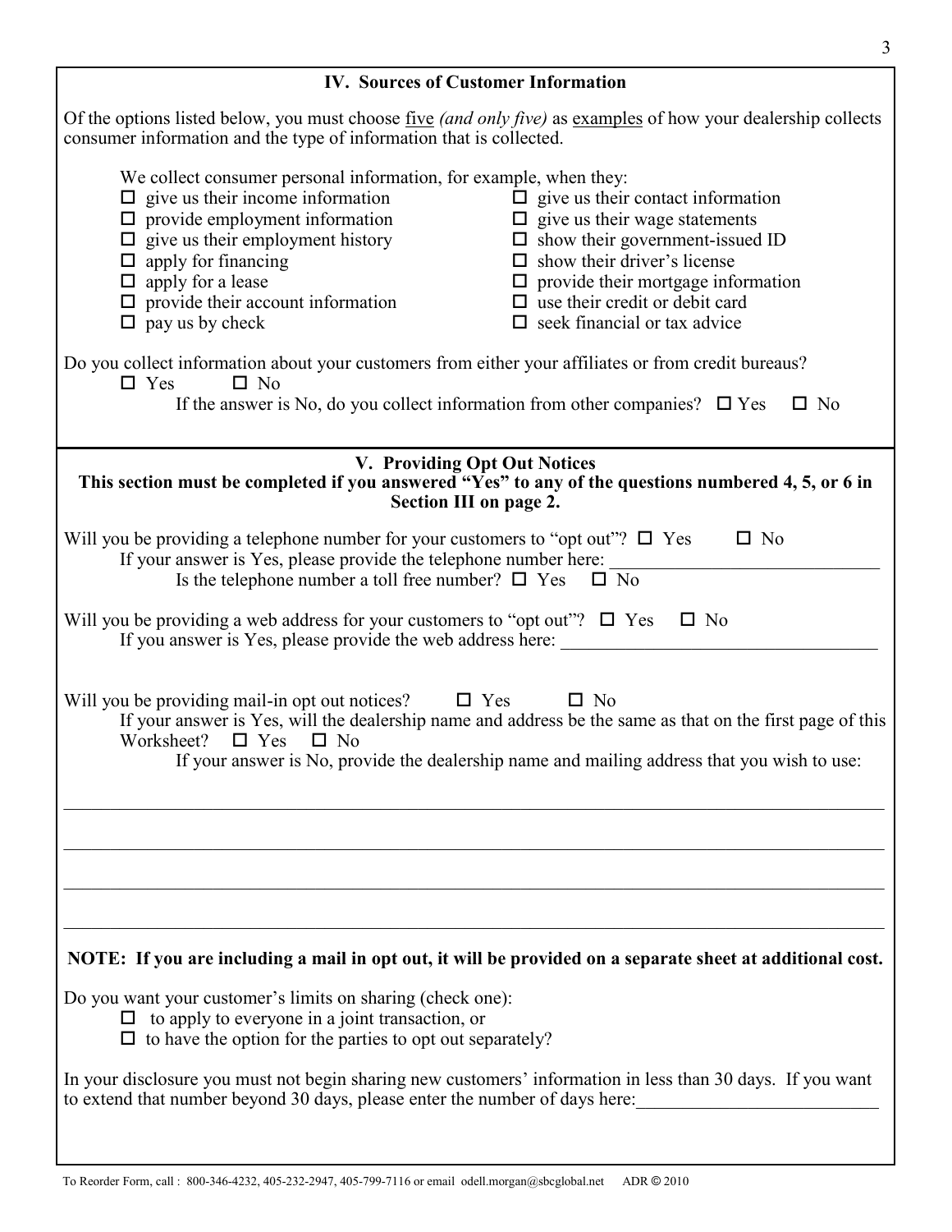## IV. Sources of Customer Information

Of the options listed below, you must choose five *(and only five)* as examples of how your dealership collects consumer information and the type of information that is collected.

We collect consumer personal information, for example, when they:

- ☐ give us their income information
- ☐ provide employment information
- ☐ give us their employment history
- ☐ apply for financing
- ☐ apply for a lease
- ☐ provide their account information
- ☐ pay us by check
- ☐ give us their contact information
- ☐ give us their wage statements
- ☐ show their government-issued ID
- ☐ show their driver's license
- ☐ provide their mortgage information
- ☐ use their credit or debit card
- ☐ seek financial or tax advice

Do you collect information about your customers from either your affiliates or from credit bureaus?
☐ Yes ☐ No

If the answer is No, do you collect information from other companies? ☐ Yes ☐ No

## V. Providing Opt Out Notices

**This section must be completed if you answered "Yes" to any of the questions numbered 4, 5, or 6 in Section III on page 2.**

Will you be providing a telephone number for your customers to "opt out"? ☐ Yes ☐ No

If your answer is Yes, please provide the telephone number here: ______________________________

Is the telephone number a toll free number? ☐ Yes ☐ No

Will you be providing a web address for your customers to "opt out"? ☐ Yes ☐ No

If you answer is Yes, please provide the web address here: ______________________________

Will you be providing mail-in opt out notices? ☐ Yes ☐ No

If your answer is Yes, will the dealership name and address be the same as that on the first page of this Worksheet? ☐ Yes ☐ No

If your answer is No, provide the dealership name and mailing address that you wish to use:

______________________________________________________________________________

______________________________________________________________________________

______________________________________________________________________________

______________________________________________________________________________

**NOTE: If you are including a mail in opt out, it will be provided on a separate sheet at additional cost.**

Do you want your customer's limits on sharing (check one):

- ☐ to apply to everyone in a joint transaction, or
- ☐ to have the option for the parties to opt out separately?

In your disclosure you must not begin sharing new customers' information in less than 30 days. If you want to extend that number beyond 30 days, please enter the number of days here: ______________________

To Reorder Form, call : 800-346-4232, 405-232-2947, 405-799-7116 or email odell.morgan@sbcglobal.net ADR © 2010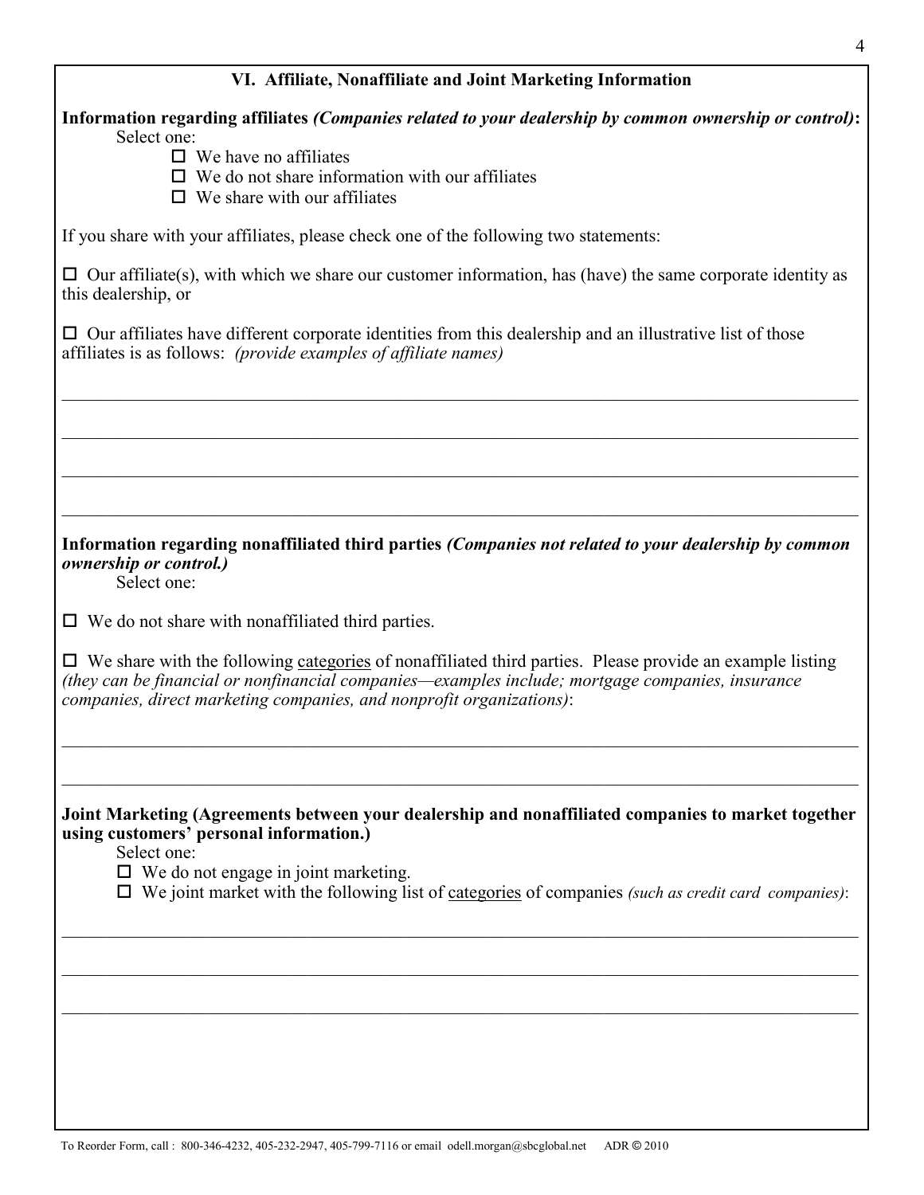## VI. Affiliate, Nonaffiliate and Joint Marketing Information

**Information regarding affiliates** ***(Companies related to your dealership by common ownership or control)*****:**

Select one:

- ☐ We have no affiliates
- ☐ We do not share information with our affiliates
- ☐ We share with our affiliates

If you share with your affiliates, please check one of the following two statements:

☐ Our affiliate(s), with which we share our customer information, has (have) the same corporate identity as this dealership, or

☐ Our affiliates have different corporate identities from this dealership and an illustrative list of those affiliates is as follows: *(provide examples of affiliate names)*

\_\_\_\_\_\_\_\_\_\_\_\_\_\_\_\_\_\_\_\_\_\_\_\_\_\_\_\_\_\_\_\_\_\_\_\_\_\_\_\_\_\_\_\_\_\_\_\_\_\_\_\_\_\_\_\_\_\_\_\_\_\_\_\_\_\_\_\_\_\_\_\_\_\_\_\_\_\_

\_\_\_\_\_\_\_\_\_\_\_\_\_\_\_\_\_\_\_\_\_\_\_\_\_\_\_\_\_\_\_\_\_\_\_\_\_\_\_\_\_\_\_\_\_\_\_\_\_\_\_\_\_\_\_\_\_\_\_\_\_\_\_\_\_\_\_\_\_\_\_\_\_\_\_\_\_\_

\_\_\_\_\_\_\_\_\_\_\_\_\_\_\_\_\_\_\_\_\_\_\_\_\_\_\_\_\_\_\_\_\_\_\_\_\_\_\_\_\_\_\_\_\_\_\_\_\_\_\_\_\_\_\_\_\_\_\_\_\_\_\_\_\_\_\_\_\_\_\_\_\_\_\_\_\_\_

\_\_\_\_\_\_\_\_\_\_\_\_\_\_\_\_\_\_\_\_\_\_\_\_\_\_\_\_\_\_\_\_\_\_\_\_\_\_\_\_\_\_\_\_\_\_\_\_\_\_\_\_\_\_\_\_\_\_\_\_\_\_\_\_\_\_\_\_\_\_\_\_\_\_\_\_\_\_

**Information regarding nonaffiliated third parties** ***(Companies not related to your dealership by common ownership or control.)***

Select one:

☐ We do not share with nonaffiliated third parties.

☐ We share with the following categories of nonaffiliated third parties. Please provide an example listing *(they can be financial or nonfinancial companies—examples include; mortgage companies, insurance companies, direct marketing companies, and nonprofit organizations)*:

\_\_\_\_\_\_\_\_\_\_\_\_\_\_\_\_\_\_\_\_\_\_\_\_\_\_\_\_\_\_\_\_\_\_\_\_\_\_\_\_\_\_\_\_\_\_\_\_\_\_\_\_\_\_\_\_\_\_\_\_\_\_\_\_\_\_\_\_\_\_\_\_\_\_\_\_\_\_

\_\_\_\_\_\_\_\_\_\_\_\_\_\_\_\_\_\_\_\_\_\_\_\_\_\_\_\_\_\_\_\_\_\_\_\_\_\_\_\_\_\_\_\_\_\_\_\_\_\_\_\_\_\_\_\_\_\_\_\_\_\_\_\_\_\_\_\_\_\_\_\_\_\_\_\_\_\_

**Joint Marketing (Agreements between your dealership and nonaffiliated companies to market together using customers' personal information.)**

Select one:

- ☐ We do not engage in joint marketing.
- ☐ We joint market with the following list of categories of companies *(such as credit card companies)*:

\_\_\_\_\_\_\_\_\_\_\_\_\_\_\_\_\_\_\_\_\_\_\_\_\_\_\_\_\_\_\_\_\_\_\_\_\_\_\_\_\_\_\_\_\_\_\_\_\_\_\_\_\_\_\_\_\_\_\_\_\_\_\_\_\_\_\_\_\_\_\_\_\_\_\_\_\_\_

\_\_\_\_\_\_\_\_\_\_\_\_\_\_\_\_\_\_\_\_\_\_\_\_\_\_\_\_\_\_\_\_\_\_\_\_\_\_\_\_\_\_\_\_\_\_\_\_\_\_\_\_\_\_\_\_\_\_\_\_\_\_\_\_\_\_\_\_\_\_\_\_\_\_\_\_\_\_

\_\_\_\_\_\_\_\_\_\_\_\_\_\_\_\_\_\_\_\_\_\_\_\_\_\_\_\_\_\_\_\_\_\_\_\_\_\_\_\_\_\_\_\_\_\_\_\_\_\_\_\_\_\_\_\_\_\_\_\_\_\_\_\_\_\_\_\_\_\_\_\_\_\_\_\_\_\_

To Reorder Form, call : 800-346-4232, 405-232-2947, 405-799-7116 or email odell.morgan@sbcglobal.net ADR © 2010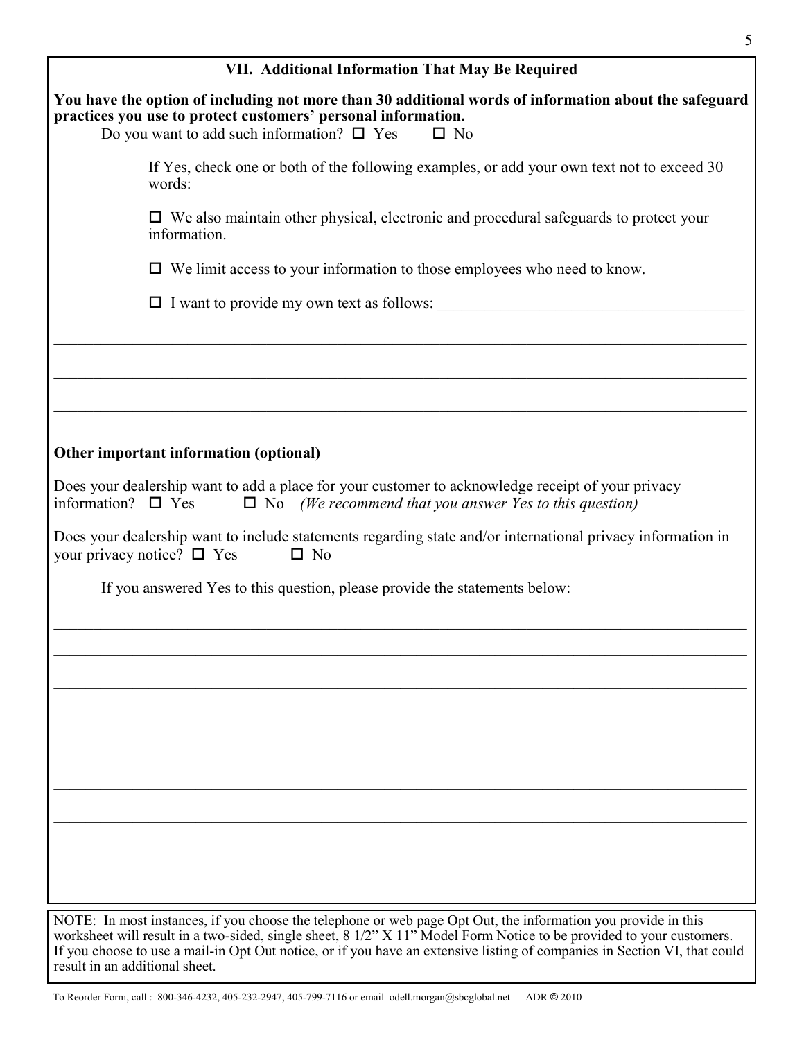## VII. Additional Information That May Be Required

**You have the option of including not more than 30 additional words of information about the safeguard practices you use to protect customers' personal information.**

Do you want to add such information? ☐ Yes ☐ No

If Yes, check one or both of the following examples, or add your own text not to exceed 30 words:

☐ We also maintain other physical, electronic and procedural safeguards to protect your information.

☐ We limit access to your information to those employees who need to know.

☐ I want to provide my own text as follows: ________________________________________

______________________________________________________________________________

______________________________________________________________________________

______________________________________________________________________________

**Other important information (optional)**

Does your dealership want to add a place for your customer to acknowledge receipt of your privacy information? ☐ Yes ☐ No *(We recommend that you answer Yes to this question)*

Does your dealership want to include statements regarding state and/or international privacy information in your privacy notice? ☐ Yes ☐ No

If you answered Yes to this question, please provide the statements below:

______________________________________________________________________________

______________________________________________________________________________

______________________________________________________________________________

______________________________________________________________________________

______________________________________________________________________________

______________________________________________________________________________

______________________________________________________________________________

NOTE: In most instances, if you choose the telephone or web page Opt Out, the information you provide in this worksheet will result in a two-sided, single sheet, 8 1/2" X 11" Model Form Notice to be provided to your customers. If you choose to use a mail-in Opt Out notice, or if you have an extensive listing of companies in Section VI, that could result in an additional sheet.

To Reorder Form, call : 800-346-4232, 405-232-2947, 405-799-7116 or email odell.morgan@sbcglobal.net ADR © 2010